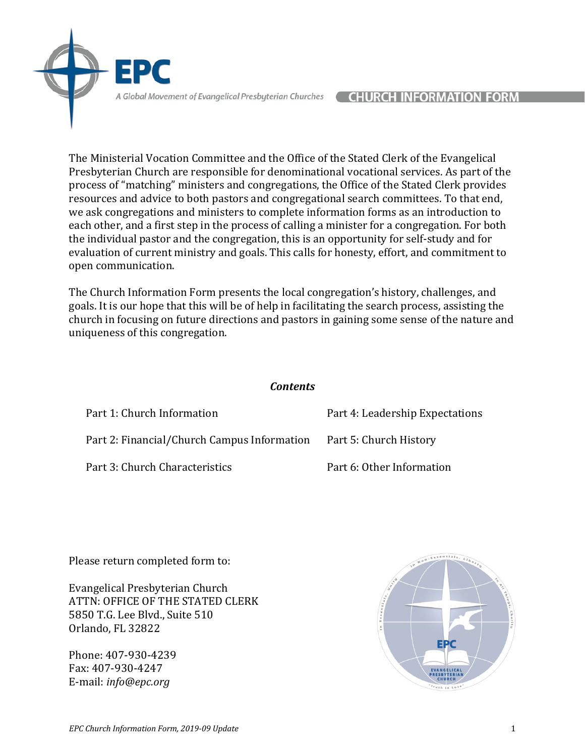EPC

*A Global Movement of Evangelical Presbyterian Churches*

# CHURCH INFORMATION FORM

The Ministerial Vocation Committee and the Office of the Stated Clerk of the Evangelical Presbyterian Church are responsible for denominational vocational services. As part of the process of "matching" ministers and congregations, the Office of the Stated Clerk provides resources and advice to both pastors and congregational search committees. To that end, we ask congregations and ministers to complete information forms as an introduction to each other, and a first step in the process of calling a minister for a congregation. For both the individual pastor and the congregation, this is an opportunity for self-study and for evaluation of current ministry and goals. This calls for honesty, effort, and commitment to open communication.

The Church Information Form presents the local congregation's history, challenges, and goals. It is our hope that this will be of help in facilitating the search process, assisting the church in focusing on future directions and pastors in gaining some sense of the nature and uniqueness of this congregation.

***Contents***

- Part 1: Church Information
- Part 2: Financial/Church Campus Information
- Part 3: Church Characteristics
- Part 4: Leadership Expectations
- Part 5: Church History
- Part 6: Other Information

Please return completed form to:

Evangelical Presbyterian Church  
ATTN: OFFICE OF THE STATED CLERK  
5850 T.G. Lee Blvd., Suite 510  
Orlando, FL 32822

Phone: 407-930-4239  
Fax: 407-930-4247  
E-mail: *info@epc.org*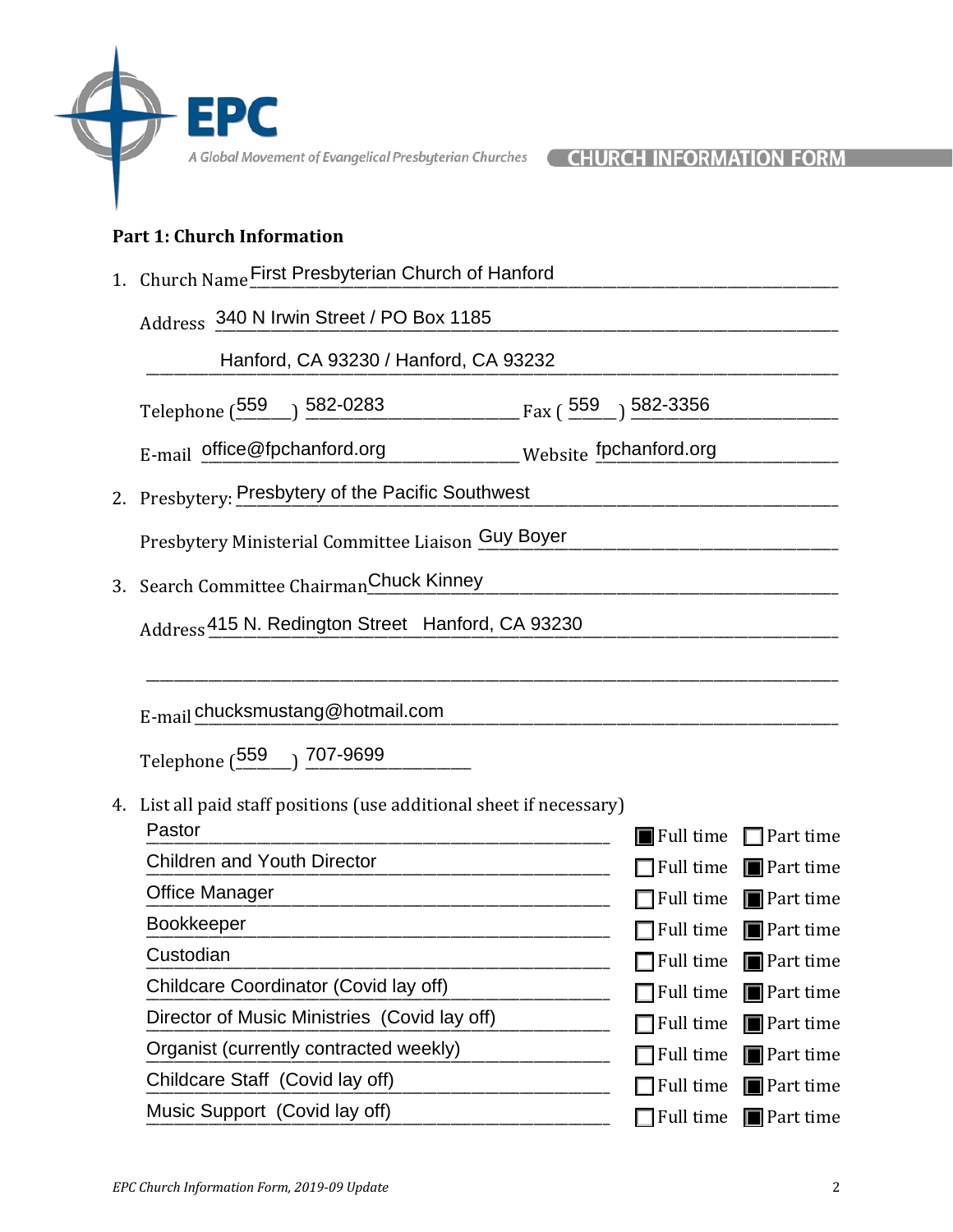# EPC

A Global Movement of Evangelical Presbyterian Churches

**CHURCH INFORMATION FORM**

## Part 1: Church Information

1. Church Name First Presbyterian Church of Hanford

   Address 340 N Irwin Street / PO Box 1185

   Hanford, CA 93230 / Hanford, CA 93232

   Telephone (559) 582-0283 Fax (559) 582-3356

   E-mail office@fpchanford.org Website fpchanford.org

2. Presbytery: Presbytery of the Pacific Southwest

   Presbytery Ministerial Committee Liaison Guy Boyer

3. Search Committee Chairman Chuck Kinney

   Address 415 N. Redington Street Hanford, CA 93230

   E-mail chucksmustang@hotmail.com

   Telephone (559) 707-9699

4. List all paid staff positions (use additional sheet if necessary)

| Position | Full time | Part time |
| --- | --- | --- |
| Pastor | ☒ | ☐ |
| Children and Youth Director | ☐ | ☒ |
| Office Manager | ☐ | ☒ |
| Bookkeeper | ☐ | ☒ |
| Custodian | ☐ | ☒ |
| Childcare Coordinator (Covid lay off) | ☐ | ☒ |
| Director of Music Ministries (Covid lay off) | ☐ | ☒ |
| Organist (currently contracted weekly) | ☐ | ☒ |
| Childcare Staff (Covid lay off) | ☐ | ☒ |
| Music Support (Covid lay off) | ☐ | ☒ |

*EPC Church Information Form, 2019-09 Update*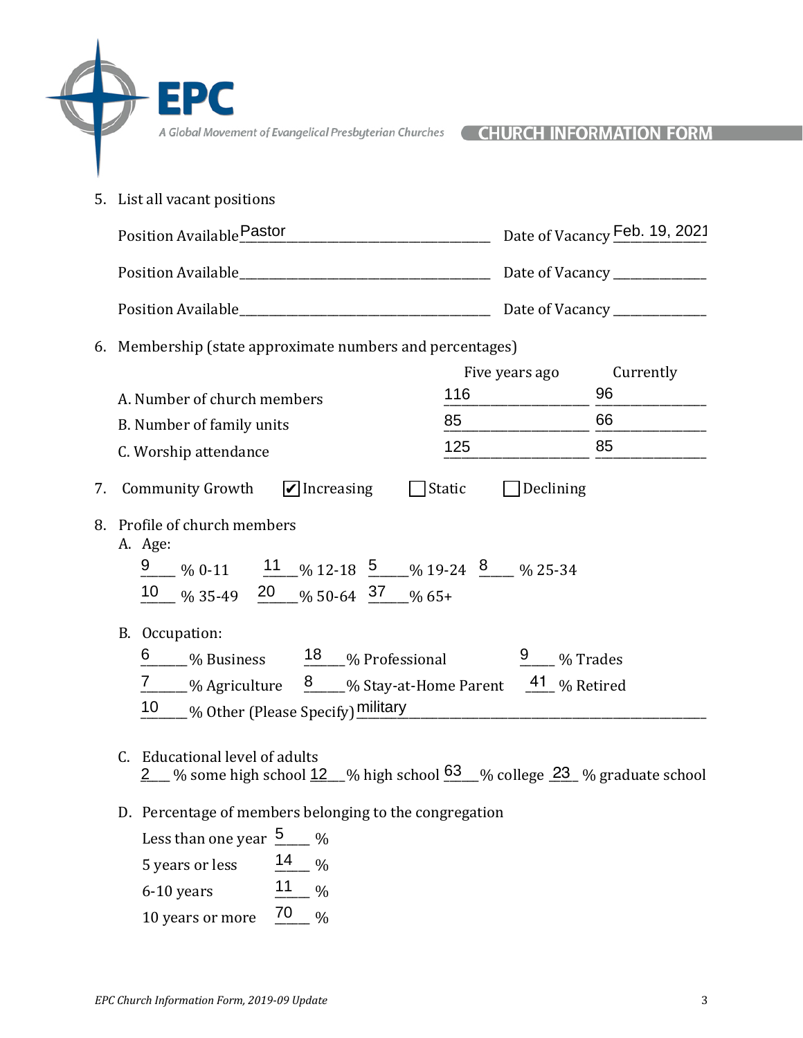5. List all vacant positions

   Position Available Pastor &nbsp;&nbsp;&nbsp; Date of Vacancy Feb. 19, 2021

   Position Available ______________________ Date of Vacancy ______________

   Position Available ______________________ Date of Vacancy ______________

6. Membership (state approximate numbers and percentages)

| | Five years ago | Currently |
|---|---|---|
| A. Number of church members | 116 | 96 |
| B. Number of family units | 85 | 66 |
| C. Worship attendance | 125 | 85 |

7. Community Growth &nbsp; ☑ Increasing &nbsp; ☐ Static &nbsp; ☐ Declining

8. Profile of church members

   A. Age:

   9 % 0-11 &nbsp; 11 % 12-18 &nbsp; 5 % 19-24 &nbsp; 8 % 25-34

   10 % 35-49 &nbsp; 20 % 50-64 &nbsp; 37 % 65+

   B. Occupation:

   6 % Business &nbsp; 18 % Professional &nbsp; 9 % Trades

   7 % Agriculture &nbsp; 8 % Stay-at-Home Parent &nbsp; 41 % Retired

   10 % Other (Please Specify) military

   C. Educational level of adults

   2 % some high school 12 % high school 63 % college 23 % graduate school

   D. Percentage of members belonging to the congregation

   Less than one year 5 %

   5 years or less 14 %

   6-10 years 11 %

   10 years or more 70 %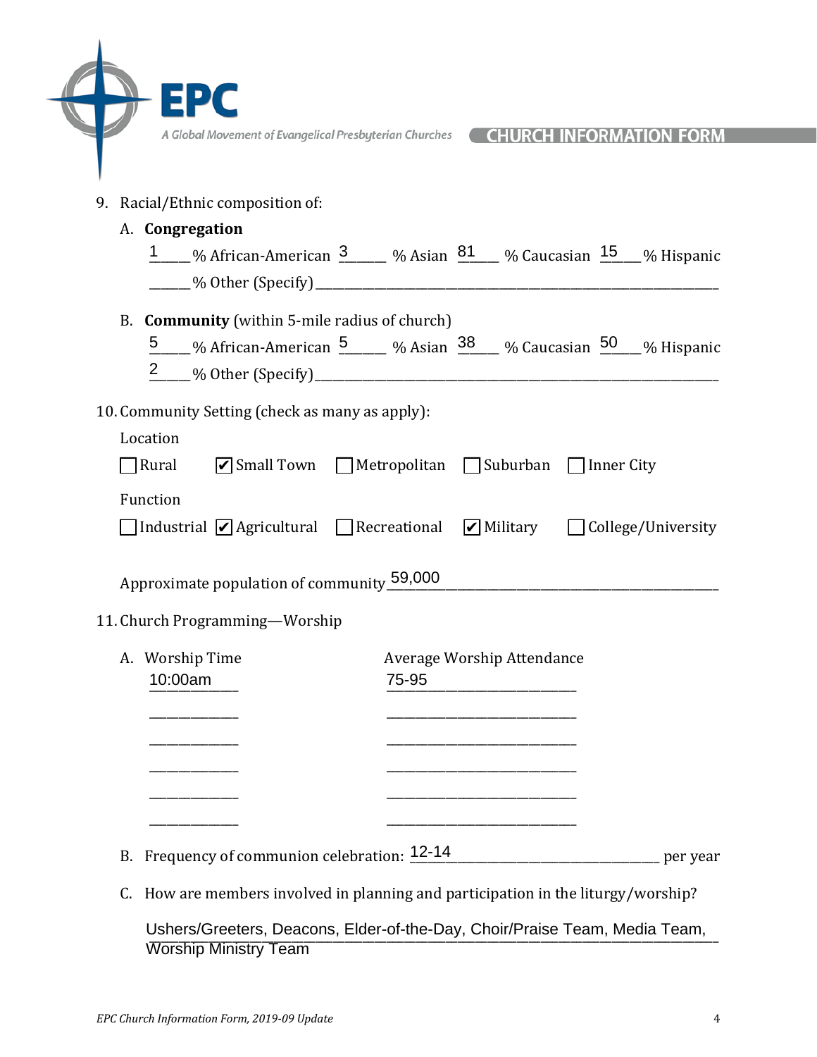9. Racial/Ethnic composition of:

   A. **Congregation**

   1 % African-American 3 % Asian 81 % Caucasian 15 % Hispanic

   ______% Other (Specify) ______

   B. **Community** (within 5-mile radius of church)

   5 % African-American 5 % Asian 38 % Caucasian 50 % Hispanic

   2 % Other (Specify) ______

10. Community Setting (check as many as apply):

    Location

    ☐ Rural ☑ Small Town ☐ Metropolitan ☐ Suburban ☐ Inner City

    Function

    ☐ Industrial ☑ Agricultural ☐ Recreational ☑ Military ☐ College/University

    Approximate population of community 59,000

11. Church Programming—Worship

    A.

    | Worship Time | Average Worship Attendance |
    |---|---|
    | 10:00am | 75-95 |
    | | |
    | | |
    | | |
    | | |
    | | |

    B. Frequency of communion celebration: 12-14 per year

    C. How are members involved in planning and participation in the liturgy/worship?

    Ushers/Greeters, Deacons, Elder-of-the-Day, Choir/Praise Team, Media Team, Worship Ministry Team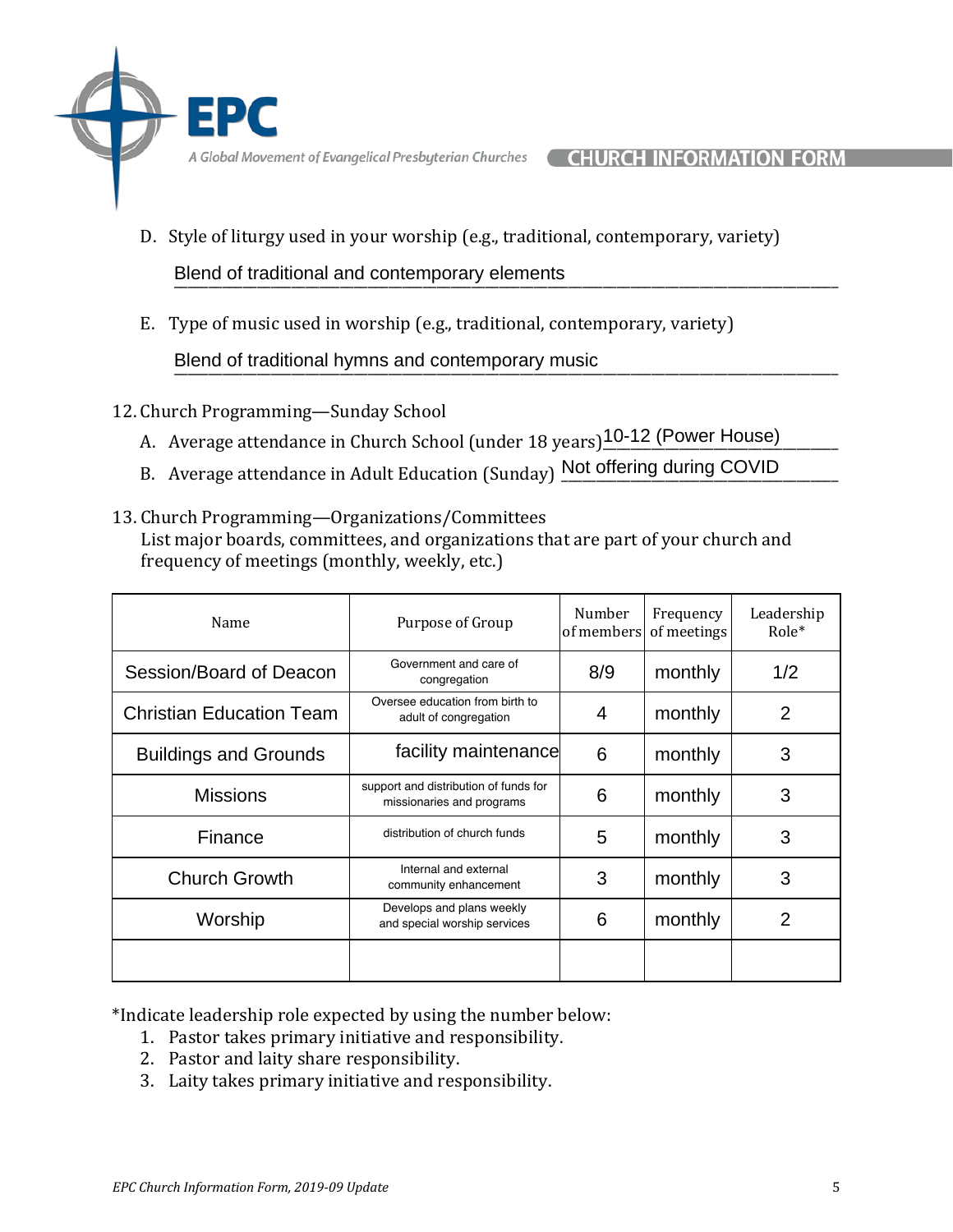D. Style of liturgy used in your worship (e.g., traditional, contemporary, variety)

Blend of traditional and contemporary elements

E. Type of music used in worship (e.g., traditional, contemporary, variety)

Blend of traditional hymns and contemporary music

12. Church Programming—Sunday School

A. Average attendance in Church School (under 18 years) 10-12 (Power House)

B. Average attendance in Adult Education (Sunday) Not offering during COVID

13. Church Programming—Organizations/Committees

List major boards, committees, and organizations that are part of your church and frequency of meetings (monthly, weekly, etc.)

| Name | Purpose of Group | Number of members | Frequency of meetings | Leadership Role* |
|---|---|---|---|---|
| Session/Board of Deacon | Government and care of congregation | 8/9 | monthly | 1/2 |
| Christian Education Team | Oversee education from birth to adult of congregation | 4 | monthly | 2 |
| Buildings and Grounds | facility maintenance | 6 | monthly | 3 |
| Missions | support and distribution of funds for missionaries and programs | 6 | monthly | 3 |
| Finance | distribution of church funds | 5 | monthly | 3 |
| Church Growth | Internal and external community enhancement | 3 | monthly | 3 |
| Worship | Develops and plans weekly and special worship services | 6 | monthly | 2 |
| | | | | |

*Indicate leadership role expected by using the number below:

1. Pastor takes primary initiative and responsibility.
2. Pastor and laity share responsibility.
3. Laity takes primary initiative and responsibility.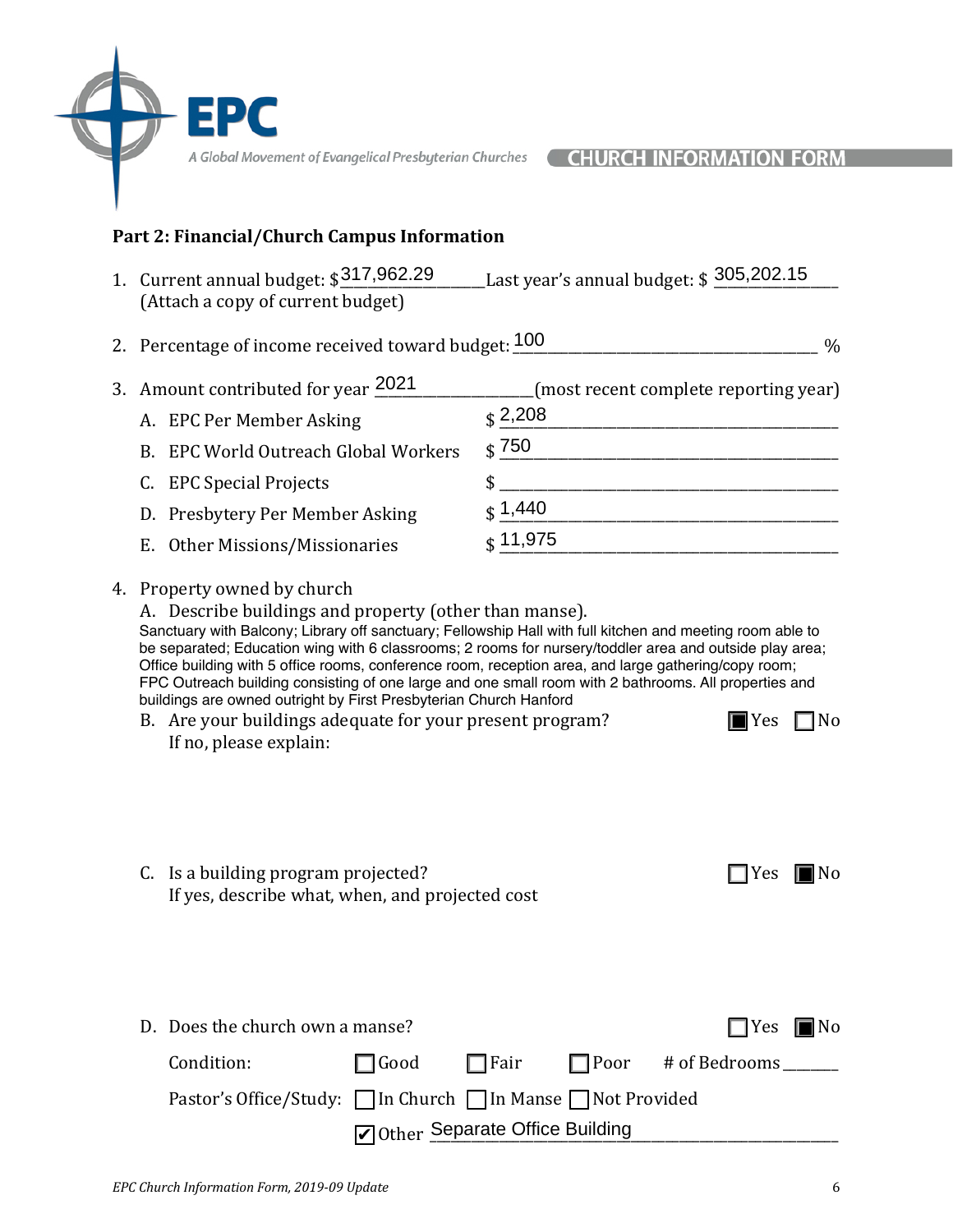EPC

A Global Movement of Evangelical Presbyterian Churches

CHURCH INFORMATION FORM

## Part 2: Financial/Church Campus Information

1. Current annual budget: $317,962.29 Last year's annual budget: $ 305,202.15
   (Attach a copy of current budget)

2. Percentage of income received toward budget: 100 %

3. Amount contributed for year 2021 (most recent complete reporting year)
   - A. EPC Per Member Asking $ 2,208
   - B. EPC World Outreach Global Workers $ 750
   - C. EPC Special Projects $
   - D. Presbytery Per Member Asking $ 1,440
   - E. Other Missions/Missionaries $ 11,975

4. Property owned by church
   - A. Describe buildings and property (other than manse).
     Sanctuary with Balcony; Library off sanctuary; Fellowship Hall with full kitchen and meeting room able to be separated; Education wing with 6 classrooms; 2 rooms for nursery/toddler area and outside play area; Office building with 5 office rooms, conference room, reception area, and large gathering/copy room; FPC Outreach building consisting of one large and one small room with 2 bathrooms. All properties and buildings are owned outright by First Presbyterian Church Hanford
   - B. Are your buildings adequate for your present program? ■ Yes ☐ No
     If no, please explain:
   - C. Is a building program projected? ☐ Yes ■ No
     If yes, describe what, when, and projected cost
   - D. Does the church own a manse? ☐ Yes ■ No
     Condition: ☐ Good ☐ Fair ☐ Poor # of Bedrooms ______
     Pastor's Office/Study: ☐ In Church ☐ In Manse ☐ Not Provided
     ☑ Other Separate Office Building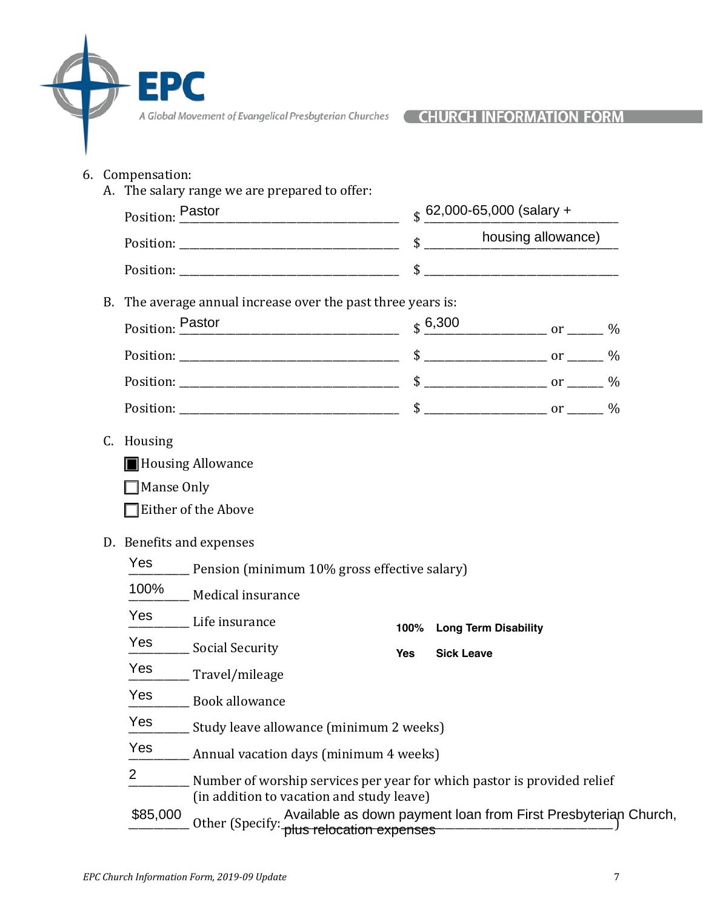6. Compensation:

A. The salary range we are prepared to offer:

Position: Pastor $ 62,000-65,000 (salary + housing allowance)

Position: ______________________ $ ______________________

Position: ______________________ $ ______________________

B. The average annual increase over the past three years is:

Position: Pastor $ 6,300 or ______ %

Position: ______________________ $ ______________ or ______ %

Position: ______________________ $ ______________ or ______ %

Position: ______________________ $ ______________ or ______ %

C. Housing

- ☒ Housing Allowance
- ☐ Manse Only
- ☐ Either of the Above

D. Benefits and expenses

- Yes Pension (minimum 10% gross effective salary)
- 100% Medical insurance
- Yes Life insurance
- Yes Social Security
- Yes Travel/mileage
- Yes Book allowance
- Yes Study leave allowance (minimum 2 weeks)
- Yes Annual vacation days (minimum 4 weeks)
- 2 Number of worship services per year for which pastor is provided relief (in addition to vacation and study leave)
- $85,000 Other (Specify: Available as down payment loan from First Presbyterian Church, plus relocation expenses)
- **100%** **Long Term Disability**
- **Yes** **Sick Leave**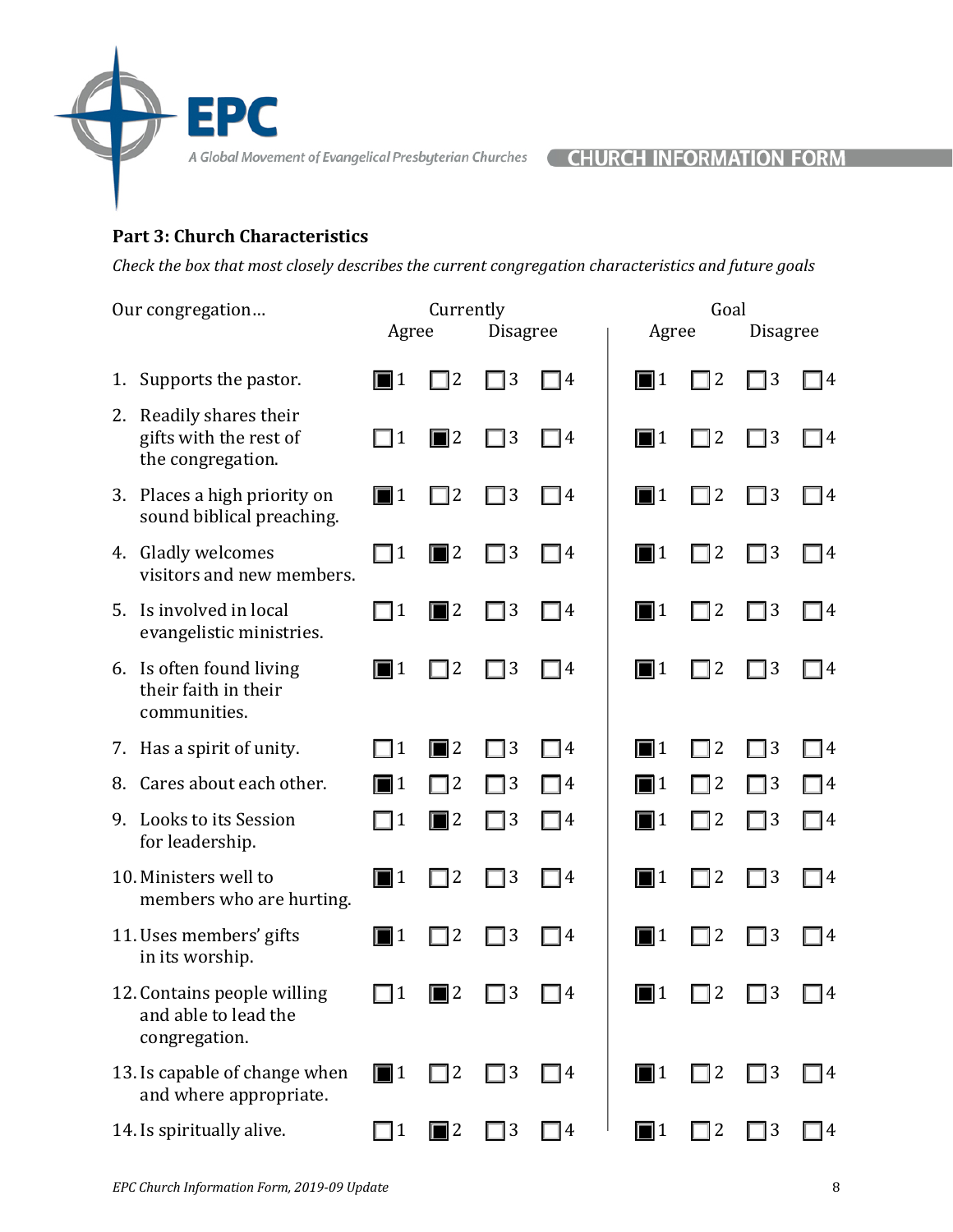**Part 3: Church Characteristics**

*Check the box that most closely describes the current congregation characteristics and future goals*

| Our congregation… | Currently Agree | | Currently Disagree | | Goal Agree | | Goal Disagree | |
|---|---|---|---|---|---|---|---|---|
| | 1 | 2 | 3 | 4 | 1 | 2 | 3 | 4 |
| 1. Supports the pastor. | ■ | ☐ | ☐ | ☐ | ■ | ☐ | ☐ | ☐ |
| 2. Readily shares their gifts with the rest of the congregation. | ☐ | ■ | ☐ | ☐ | ■ | ☐ | ☐ | ☐ |
| 3. Places a high priority on sound biblical preaching. | ■ | ☐ | ☐ | ☐ | ■ | ☐ | ☐ | ☐ |
| 4. Gladly welcomes visitors and new members. | ☐ | ■ | ☐ | ☐ | ■ | ☐ | ☐ | ☐ |
| 5. Is involved in local evangelistic ministries. | ☐ | ■ | ☐ | ☐ | ■ | ☐ | ☐ | ☐ |
| 6. Is often found living their faith in their communities. | ■ | ☐ | ☐ | ☐ | ■ | ☐ | ☐ | ☐ |
| 7. Has a spirit of unity. | ☐ | ■ | ☐ | ☐ | ■ | ☐ | ☐ | ☐ |
| 8. Cares about each other. | ■ | ☐ | ☐ | ☐ | ■ | ☐ | ☐ | ☐ |
| 9. Looks to its Session for leadership. | ☐ | ■ | ☐ | ☐ | ■ | ☐ | ☐ | ☐ |
| 10. Ministers well to members who are hurting. | ■ | ☐ | ☐ | ☐ | ■ | ☐ | ☐ | ☐ |
| 11. Uses members' gifts in its worship. | ■ | ☐ | ☐ | ☐ | ■ | ☐ | ☐ | ☐ |
| 12. Contains people willing and able to lead the congregation. | ☐ | ■ | ☐ | ☐ | ■ | ☐ | ☐ | ☐ |
| 13. Is capable of change when and where appropriate. | ■ | ☐ | ☐ | ☐ | ■ | ☐ | ☐ | ☐ |
| 14. Is spiritually alive. | ☐ | ■ | ☐ | ☐ | ■ | ☐ | ☐ | ☐ |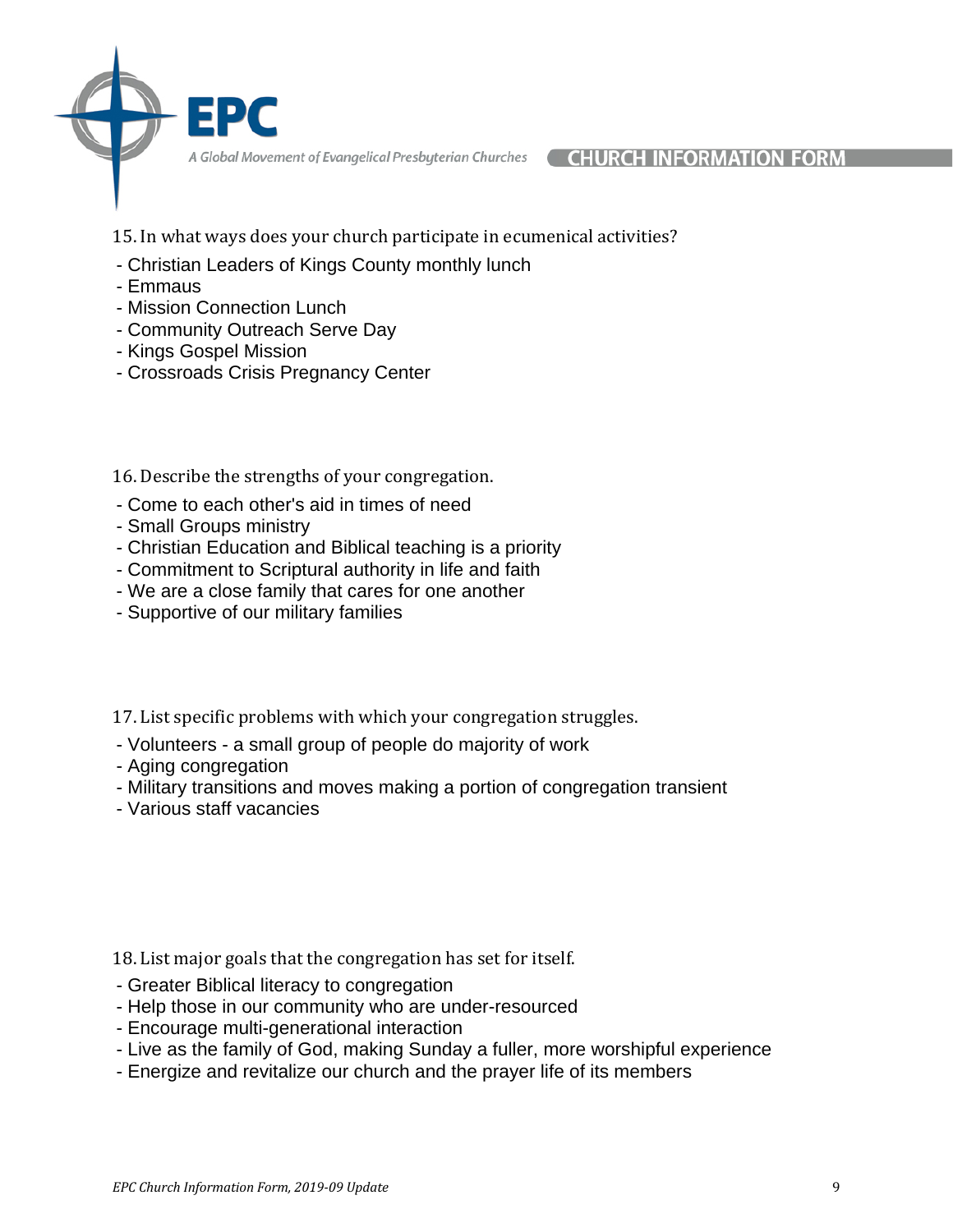15. In what ways does your church participate in ecumenical activities?

- Christian Leaders of Kings County monthly lunch
- Emmaus
- Mission Connection Lunch
- Community Outreach Serve Day
- Kings Gospel Mission
- Crossroads Crisis Pregnancy Center

16. Describe the strengths of your congregation.

- Come to each other's aid in times of need
- Small Groups ministry
- Christian Education and Biblical teaching is a priority
- Commitment to Scriptural authority in life and faith
- We are a close family that cares for one another
- Supportive of our military families

17. List specific problems with which your congregation struggles.

- Volunteers - a small group of people do majority of work
- Aging congregation
- Military transitions and moves making a portion of congregation transient
- Various staff vacancies

18. List major goals that the congregation has set for itself.

- Greater Biblical literacy to congregation
- Help those in our community who are under-resourced
- Encourage multi-generational interaction
- Live as the family of God, making Sunday a fuller, more worshipful experience
- Energize and revitalize our church and the prayer life of its members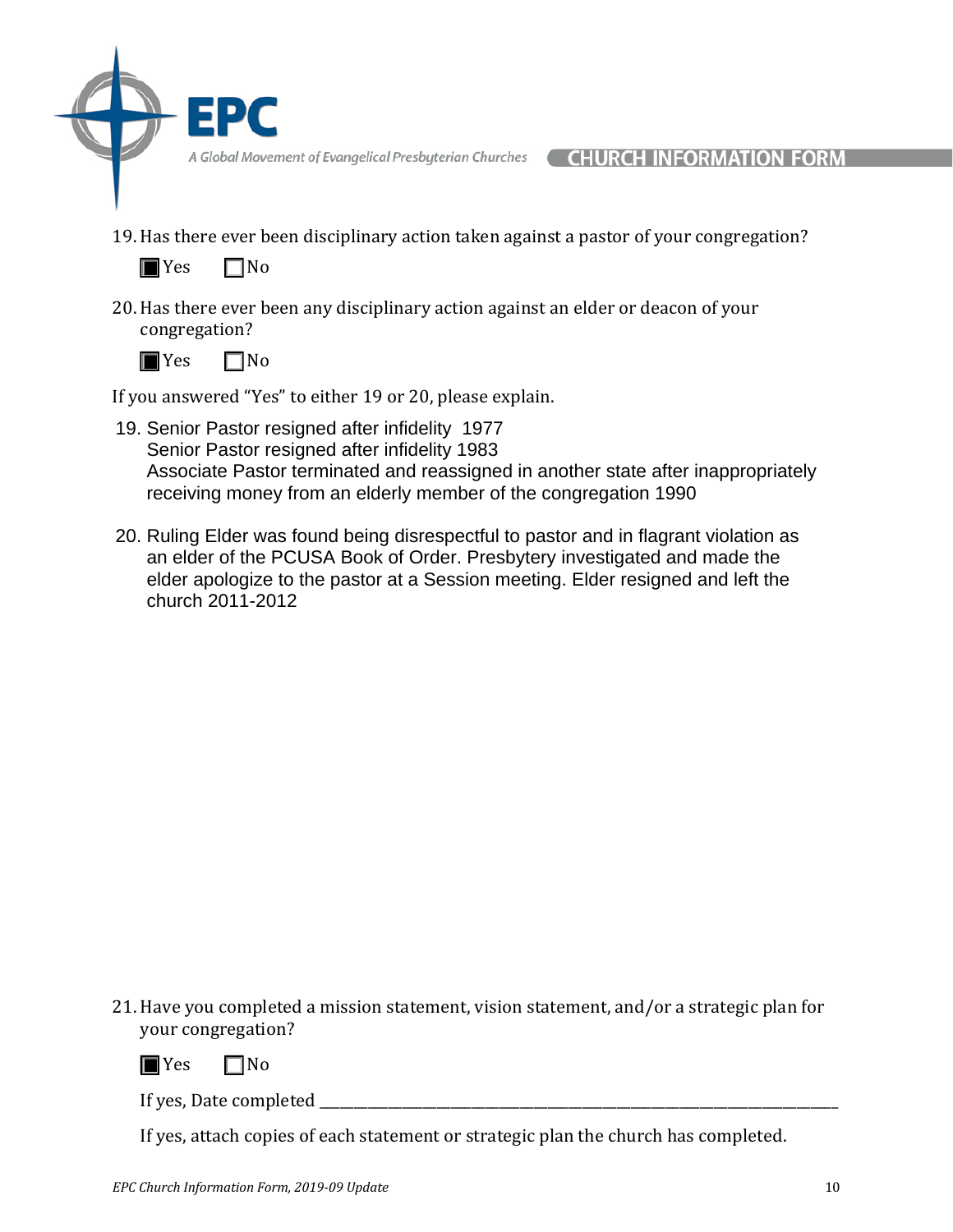19. Has there ever been disciplinary action taken against a pastor of your congregation?

   ☒ Yes ☐ No

20. Has there ever been any disciplinary action against an elder or deacon of your congregation?

   ☒ Yes ☐ No

If you answered "Yes" to either 19 or 20, please explain.

19. Senior Pastor resigned after infidelity 1977
    Senior Pastor resigned after infidelity 1983
    Associate Pastor terminated and reassigned in another state after inappropriately receiving money from an elderly member of the congregation 1990

20. Ruling Elder was found being disrespectful to pastor and in flagrant violation as an elder of the PCUSA Book of Order. Presbytery investigated and made the elder apologize to the pastor at a Session meeting. Elder resigned and left the church 2011-2012

21. Have you completed a mission statement, vision statement, and/or a strategic plan for your congregation?

   ☒ Yes ☐ No

   If yes, Date completed ________________________________

   If yes, attach copies of each statement or strategic plan the church has completed.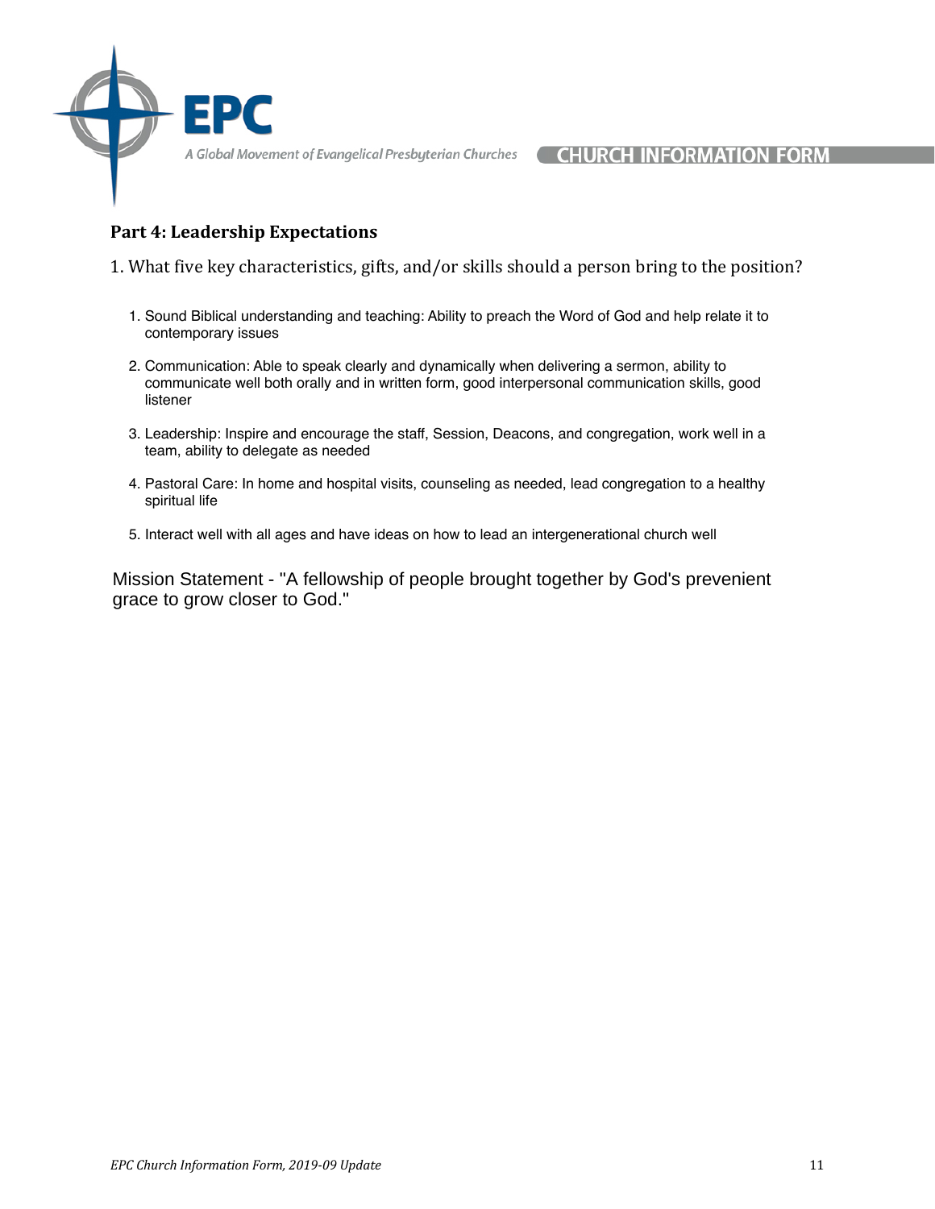## Part 4: Leadership Expectations

1. What five key characteristics, gifts, and/or skills should a person bring to the position?

1. Sound Biblical understanding and teaching: Ability to preach the Word of God and help relate it to contemporary issues
2. Communication: Able to speak clearly and dynamically when delivering a sermon, ability to communicate well both orally and in written form, good interpersonal communication skills, good listener
3. Leadership: Inspire and encourage the staff, Session, Deacons, and congregation, work well in a team, ability to delegate as needed
4. Pastoral Care: In home and hospital visits, counseling as needed, lead congregation to a healthy spiritual life
5. Interact well with all ages and have ideas on how to lead an intergenerational church well

Mission Statement - "A fellowship of people brought together by God's prevenient grace to grow closer to God."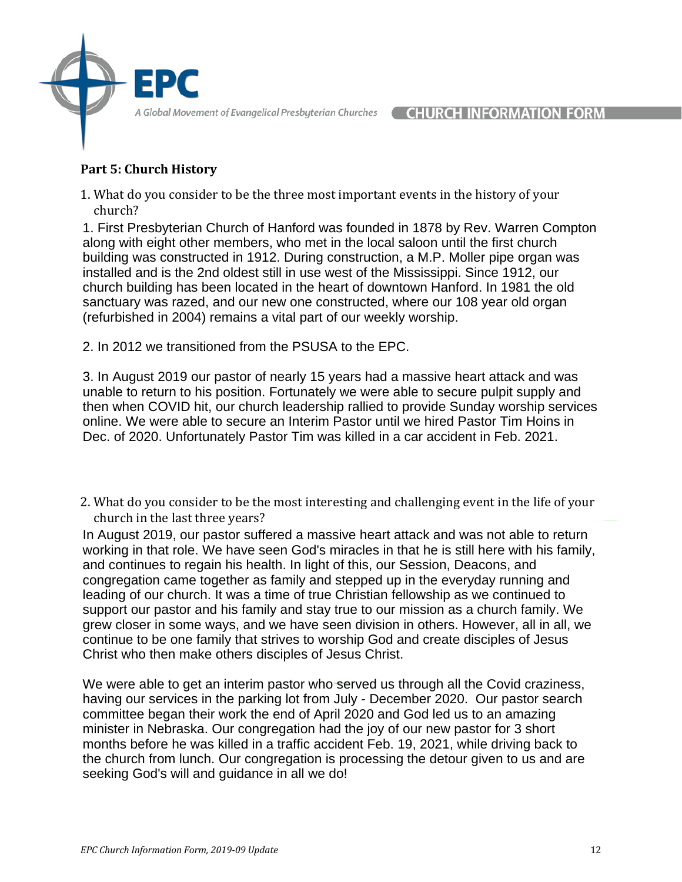## Part 5: Church History

1. What do you consider to be the three most important events in the history of your church?

1. First Presbyterian Church of Hanford was founded in 1878 by Rev. Warren Compton along with eight other members, who met in the local saloon until the first church building was constructed in 1912. During construction, a M.P. Moller pipe organ was installed and is the 2nd oldest still in use west of the Mississippi. Since 1912, our church building has been located in the heart of downtown Hanford. In 1981 the old sanctuary was razed, and our new one constructed, where our 108 year old organ (refurbished in 2004) remains a vital part of our weekly worship.

2. In 2012 we transitioned from the PSUSA to the EPC.

3. In August 2019 our pastor of nearly 15 years had a massive heart attack and was unable to return to his position. Fortunately we were able to secure pulpit supply and then when COVID hit, our church leadership rallied to provide Sunday worship services online. We were able to secure an Interim Pastor until we hired Pastor Tim Hoins in Dec. of 2020. Unfortunately Pastor Tim was killed in a car accident in Feb. 2021.

2. What do you consider to be the most interesting and challenging event in the life of your church in the last three years?

In August 2019, our pastor suffered a massive heart attack and was not able to return working in that role. We have seen God's miracles in that he is still here with his family, and continues to regain his health. In light of this, our Session, Deacons, and congregation came together as family and stepped up in the everyday running and leading of our church. It was a time of true Christian fellowship as we continued to support our pastor and his family and stay true to our mission as a church family. We grew closer in some ways, and we have seen division in others. However, all in all, we continue to be one family that strives to worship God and create disciples of Jesus Christ who then make others disciples of Jesus Christ.

We were able to get an interim pastor who served us through all the Covid craziness, having our services in the parking lot from July - December 2020. Our pastor search committee began their work the end of April 2020 and God led us to an amazing minister in Nebraska. Our congregation had the joy of our new pastor for 3 short months before he was killed in a traffic accident Feb. 19, 2021, while driving back to the church from lunch. Our congregation is processing the detour given to us and are seeking God's will and guidance in all we do!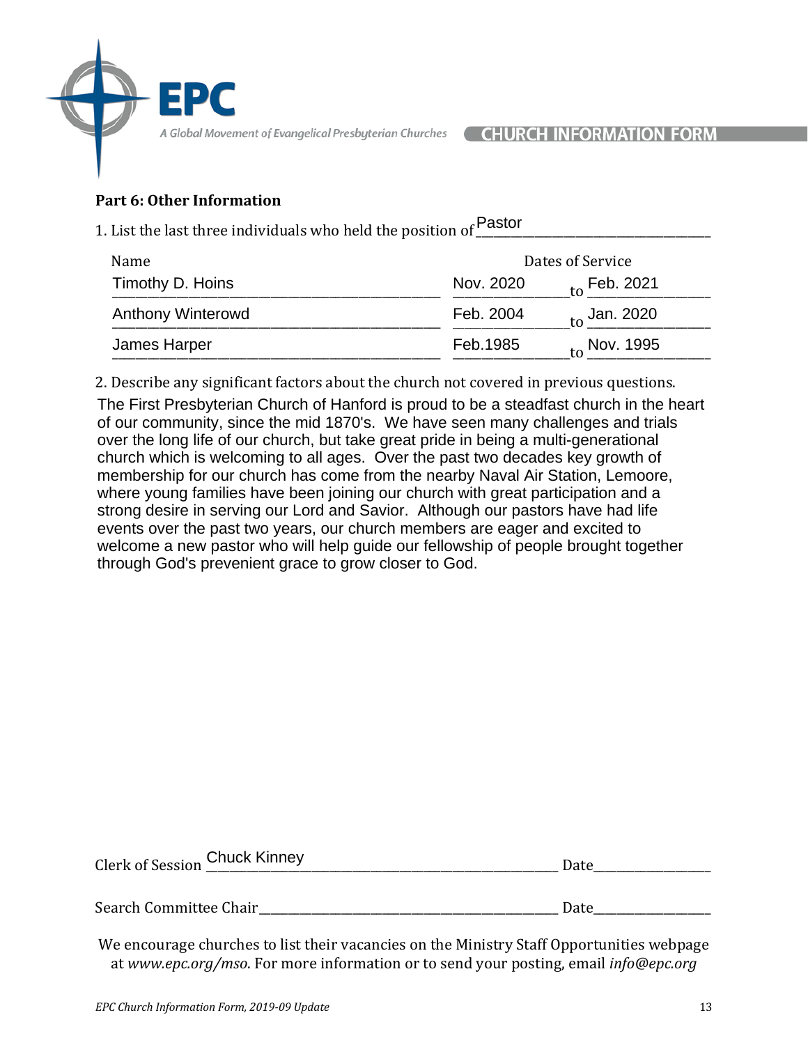EPC

A Global Movement of Evangelical Presbyterian Churches

CHURCH INFORMATION FORM

**Part 6: Other Information**

1. List the last three individuals who held the position of Pastor

| Name | Dates of Service | | |
|---|---|---|---|
| Timothy D. Hoins | Nov. 2020 | to | Feb. 2021 |
| Anthony Winterowd | Feb. 2004 | to | Jan. 2020 |
| James Harper | Feb.1985 | to | Nov. 1995 |

2. Describe any significant factors about the church not covered in previous questions.

The First Presbyterian Church of Hanford is proud to be a steadfast church in the heart of our community, since the mid 1870's. We have seen many challenges and trials over the long life of our church, but take great pride in being a multi-generational church which is welcoming to all ages. Over the past two decades key growth of membership for our church has come from the nearby Naval Air Station, Lemoore, where young families have been joining our church with great participation and a strong desire in serving our Lord and Savior. Although our pastors have had life events over the past two years, our church members are eager and excited to welcome a new pastor who will help guide our fellowship of people brought together through God's prevenient grace to grow closer to God.

Clerk of Session Chuck Kinney Date\_\_\_\_\_\_\_\_\_\_

Search Committee Chair\_\_\_\_\_\_\_\_\_\_ Date\_\_\_\_\_\_\_\_\_\_

We encourage churches to list their vacancies on the Ministry Staff Opportunities webpage at *www.epc.org/mso*. For more information or to send your posting, email *info@epc.org*

*EPC Church Information Form, 2019-09 Update*